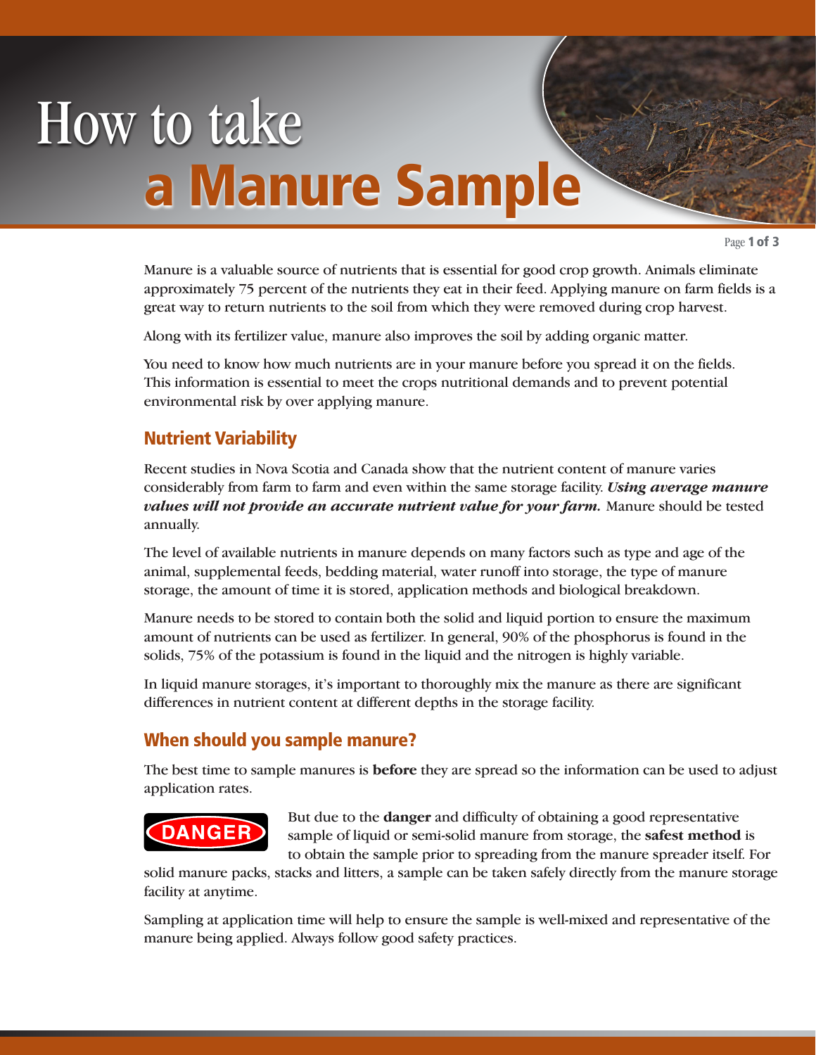# How to take a Manure Sample

Manure is a valuable source of nutrients that is essential for good crop growth. Animals eliminate approximately 75 percent of the nutrients they eat in their feed. Applying manure on farm fields is a great way to return nutrients to the soil from which they were removed during crop harvest.

Along with its fertilizer value, manure also improves the soil by adding organic matter.

You need to know how much nutrients are in your manure before you spread it on the fields. This information is essential to meet the crops nutritional demands and to prevent potential environmental risk by over applying manure.

## Nutrient Variability

Recent studies in Nova Scotia and Canada show that the nutrient content of manure varies considerably from farm to farm and even within the same storage facility. ***Using average manure values will not provide an accurate nutrient value for your farm.*** Manure should be tested annually.

The level of available nutrients in manure depends on many factors such as type and age of the animal, supplemental feeds, bedding material, water runoff into storage, the type of manure storage, the amount of time it is stored, application methods and biological breakdown.

Manure needs to be stored to contain both the solid and liquid portion to ensure the maximum amount of nutrients can be used as fertilizer. In general, 90% of the phosphorus is found in the solids, 75% of the potassium is found in the liquid and the nitrogen is highly variable.

In liquid manure storages, it's important to thoroughly mix the manure as there are significant differences in nutrient content at different depths in the storage facility.

## When should you sample manure?

The best time to sample manures is **before** they are spread so the information can be used to adjust application rates.

DANGER

But due to the **danger** and difficulty of obtaining a good representative sample of liquid or semi-solid manure from storage, the **safest method** is to obtain the sample prior to spreading from the manure spreader itself. For solid manure packs, stacks and litters, a sample can be taken safely directly from the manure storage facility at anytime.

Sampling at application time will help to ensure the sample is well-mixed and representative of the manure being applied. Always follow good safety practices.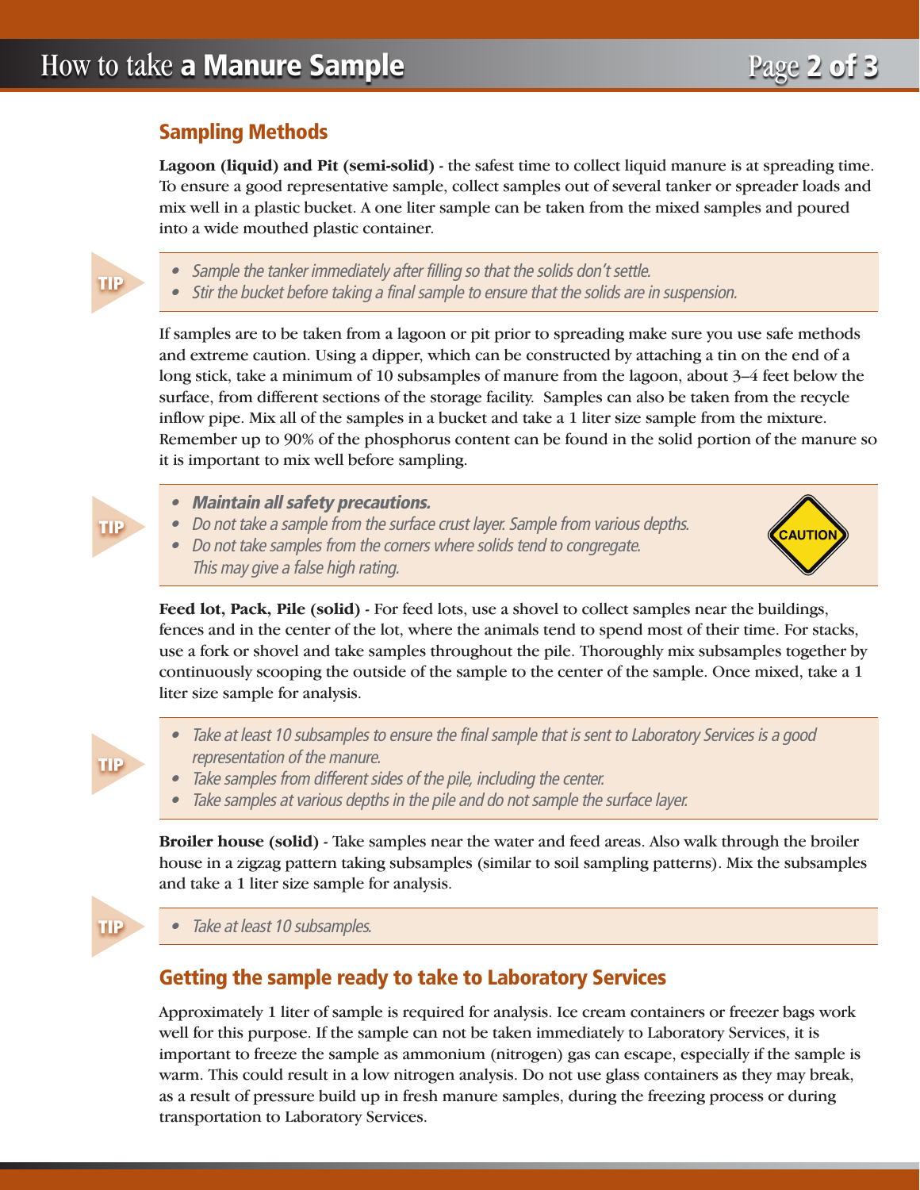## Sampling Methods

**Lagoon (liquid) and Pit (semi-solid)** - the safest time to collect liquid manure is at spreading time. To ensure a good representative sample, collect samples out of several tanker or spreader loads and mix well in a plastic bucket. A one liter sample can be taken from the mixed samples and poured into a wide mouthed plastic container.

**TIP**

- *Sample the tanker immediately after filling so that the solids don't settle.*
- *Stir the bucket before taking a final sample to ensure that the solids are in suspension.*

If samples are to be taken from a lagoon or pit prior to spreading make sure you use safe methods and extreme caution. Using a dipper, which can be constructed by attaching a tin on the end of a long stick, take a minimum of 10 subsamples of manure from the lagoon, about 3–4 feet below the surface, from different sections of the storage facility. Samples can also be taken from the recycle inflow pipe. Mix all of the samples in a bucket and take a 1 liter size sample from the mixture. Remember up to 90% of the phosphorus content can be found in the solid portion of the manure so it is important to mix well before sampling.

**TIP**

- ***Maintain all safety precautions.***
- *Do not take a sample from the surface crust layer. Sample from various depths.*
- *Do not take samples from the corners where solids tend to congregate. This may give a false high rating.*

CAUTION

**Feed lot, Pack, Pile (solid)** - For feed lots, use a shovel to collect samples near the buildings, fences and in the center of the lot, where the animals tend to spend most of their time. For stacks, use a fork or shovel and take samples throughout the pile. Thoroughly mix subsamples together by continuously scooping the outside of the sample to the center of the sample. Once mixed, take a 1 liter size sample for analysis.

**TIP**

- *Take at least 10 subsamples to ensure the final sample that is sent to Laboratory Services is a good representation of the manure.*
- *Take samples from different sides of the pile, including the center.*
- *Take samples at various depths in the pile and do not sample the surface layer.*

**Broiler house (solid)** - Take samples near the water and feed areas. Also walk through the broiler house in a zigzag pattern taking subsamples (similar to soil sampling patterns). Mix the subsamples and take a 1 liter size sample for analysis.

**TIP**

- *Take at least 10 subsamples.*

## Getting the sample ready to take to Laboratory Services

Approximately 1 liter of sample is required for analysis. Ice cream containers or freezer bags work well for this purpose. If the sample can not be taken immediately to Laboratory Services, it is important to freeze the sample as ammonium (nitrogen) gas can escape, especially if the sample is warm. This could result in a low nitrogen analysis. Do not use glass containers as they may break, as a result of pressure build up in fresh manure samples, during the freezing process or during transportation to Laboratory Services.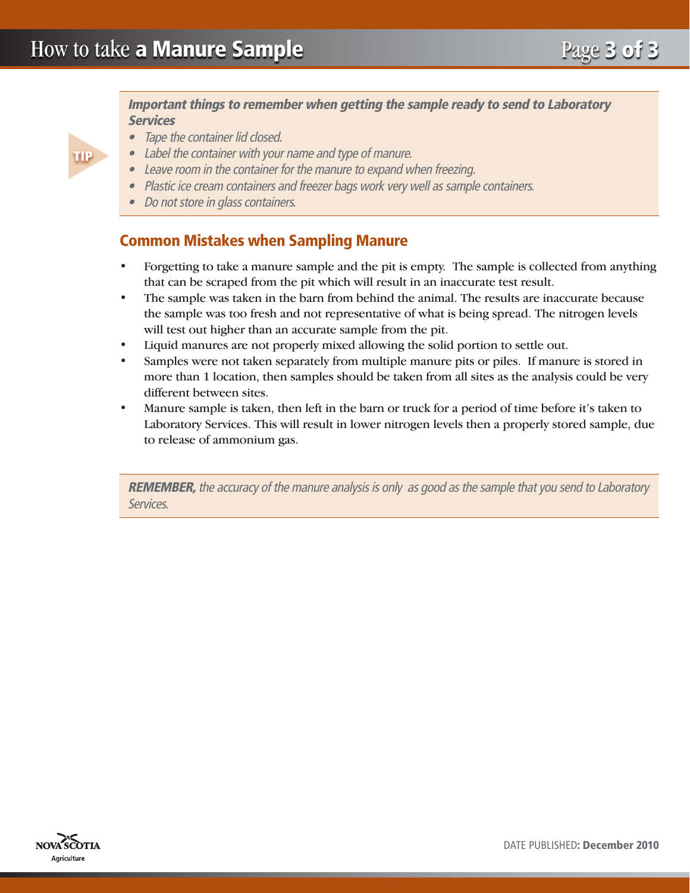TIP

***Important things to remember when getting the sample ready to send to Laboratory Services***

- *Tape the container lid closed.*
- *Label the container with your name and type of manure.*
- *Leave room in the container for the manure to expand when freezing.*
- *Plastic ice cream containers and freezer bags work very well as sample containers.*
- *Do not store in glass containers.*

## Common Mistakes when Sampling Manure

- Forgetting to take a manure sample and the pit is empty. The sample is collected from anything that can be scraped from the pit which will result in an inaccurate test result.
- The sample was taken in the barn from behind the animal. The results are inaccurate because the sample was too fresh and not representative of what is being spread. The nitrogen levels will test out higher than an accurate sample from the pit.
- Liquid manures are not properly mixed allowing the solid portion to settle out.
- Samples were not taken separately from multiple manure pits or piles. If manure is stored in more than 1 location, then samples should be taken from all sites as the analysis could be very different between sites.
- Manure sample is taken, then left in the barn or truck for a period of time before it's taken to Laboratory Services. This will result in lower nitrogen levels then a properly stored sample, due to release of ammonium gas.

***REMEMBER,*** *the accuracy of the manure analysis is only as good as the sample that you send to Laboratory Services.*

NOVA SCOTIA Agriculture

DATE PUBLISHED: **December 2010**